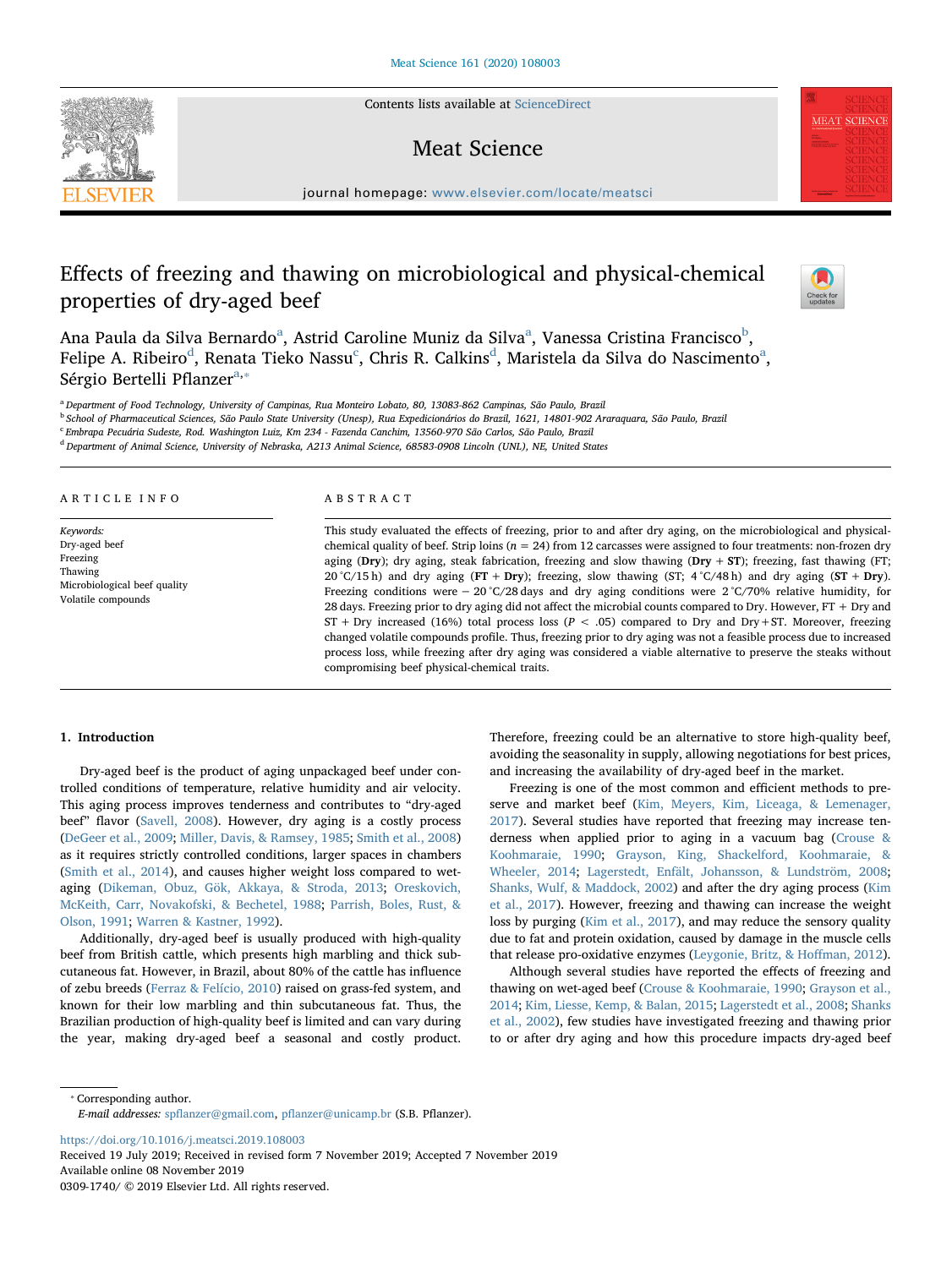# Effects of freezing and thawing on microbiological and physical-chemical properties of dry-aged beef

Ana Paula da Silva Bernardo[a], Astrid Caroline Muniz da Silva[a], Vanessa Cristina Francisco[b], Felipe A. Ribeiro[d], Renata Tieko Nassu[c], Chris R. Calkins[d], Maristela da Silva do Nascimento[a], Sérgio Bertelli Pflanzer[a,*]

[a] Department of Food Technology, University of Campinas, Rua Monteiro Lobato, 80, 13083-862 Campinas, São Paulo, Brazil
[b] School of Pharmaceutical Sciences, São Paulo State University (Unesp), Rua Expedicionários do Brazil, 1621, 14801-902 Araraquara, São Paulo, Brazil
[c] Embrapa Pecuária Sudeste, Rod. Washington Luiz, Km 234 - Fazenda Canchim, 13560-970 São Carlos, São Paulo, Brazil
[d] Department of Animal Science, University of Nebraska, A213 Animal Science, 68583-0908 Lincoln (UNL), NE, United States

## ARTICLE INFO

*Keywords:*
Dry-aged beef
Freezing
Thawing
Microbiological beef quality
Volatile compounds

## ABSTRACT

This study evaluated the effects of freezing, prior to and after dry aging, on the microbiological and physical-chemical quality of beef. Strip loins ($n = 24$) from 12 carcasses were assigned to four treatments: non-frozen dry aging (**Dry**); dry aging, steak fabrication, freezing and slow thawing (**Dry + ST**); freezing, fast thawing (FT; 20 °C/15 h) and dry aging (**FT + Dry**); freezing, slow thawing (ST; 4 °C/48 h) and dry aging (**ST + Dry**). Freezing conditions were − 20 °C/28 days and dry aging conditions were 2 °C/70% relative humidity, for 28 days. Freezing prior to dry aging did not affect the microbial counts compared to Dry. However, FT + Dry and ST + Dry increased (16%) total process loss ($P < .05$) compared to Dry and Dry+ST. Moreover, freezing changed volatile compounds profile. Thus, freezing prior to dry aging was not a feasible process due to increased process loss, while freezing after dry aging was considered a viable alternative to preserve the steaks without compromising beef physical-chemical traits.

## 1. Introduction

Dry-aged beef is the product of aging unpackaged beef under controlled conditions of temperature, relative humidity and air velocity. This aging process improves tenderness and contributes to "dry-aged beef" flavor (Savell, 2008). However, dry aging is a costly process (DeGeer et al., 2009; Miller, Davis, & Ramsey, 1985; Smith et al., 2008) as it requires strictly controlled conditions, larger spaces in chambers (Smith et al., 2014), and causes higher weight loss compared to wet-aging (Dikeman, Obuz, Gök, Akkaya, & Stroda, 2013; Oreskovich, McKeith, Carr, Novakofski, & Bechetel, 1988; Parrish, Boles, Rust, & Olson, 1991; Warren & Kastner, 1992).

Additionally, dry-aged beef is usually produced with high-quality beef from British cattle, which presents high marbling and thick subcutaneous fat. However, in Brazil, about 80% of the cattle has influence of zebu breeds (Ferraz & Felício, 2010) raised on grass-fed system, and known for their low marbling and thin subcutaneous fat. Thus, the Brazilian production of high-quality beef is limited and can vary during the year, making dry-aged beef a seasonal and costly product. Therefore, freezing could be an alternative to store high-quality beef, avoiding the seasonality in supply, allowing negotiations for best prices, and increasing the availability of dry-aged beef in the market.

Freezing is one of the most common and efficient methods to preserve and market beef (Kim, Meyers, Kim, Liceaga, & Lemenager, 2017). Several studies have reported that freezing may increase tenderness when applied prior to aging in a vacuum bag (Crouse & Koohmaraie, 1990; Grayson, King, Shackelford, Koohmaraie, & Wheeler, 2014; Lagerstedt, Enfält, Johansson, & Lundström, 2008; Shanks, Wulf, & Maddock, 2002) and after the dry aging process (Kim et al., 2017). However, freezing and thawing can increase the weight loss by purging (Kim et al., 2017), and may reduce the sensory quality due to fat and protein oxidation, caused by damage in the muscle cells that release pro-oxidative enzymes (Leygonie, Britz, & Hoffman, 2012).

Although several studies have reported the effects of freezing and thawing on wet-aged beef (Crouse & Koohmaraie, 1990; Grayson et al., 2014; Kim, Liesse, Kemp, & Balan, 2015; Lagerstedt et al., 2008; Shanks et al., 2002), few studies have investigated freezing and thawing prior to or after dry aging and how this procedure impacts dry-aged beef

---

* Corresponding author.
*E-mail addresses:* spflanzer@gmail.com, pflanzer@unicamp.br (S.B. Pflanzer).

https://doi.org/10.1016/j.meatsci.2019.108003
Received 19 July 2019; Received in revised form 7 November 2019; Accepted 7 November 2019
Available online 08 November 2019
0309-1740/ © 2019 Elsevier Ltd. All rights reserved.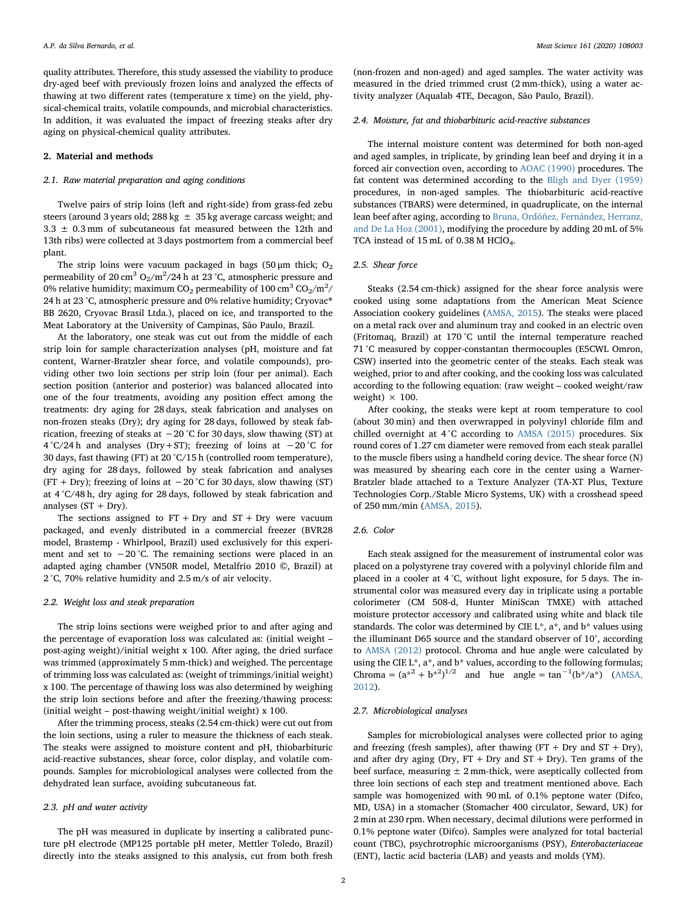quality attributes. Therefore, this study assessed the viability to produce dry-aged beef with previously frozen loins and analyzed the effects of thawing at two different rates (temperature x time) on the yield, physical-chemical traits, volatile compounds, and microbial characteristics. In addition, it was evaluated the impact of freezing steaks after dry aging on physical-chemical quality attributes.

## 2. Material and methods

### 2.1. Raw material preparation and aging conditions

Twelve pairs of strip loins (left and right-side) from grass-fed zebu steers (around 3 years old; 288 kg ± 35 kg average carcass weight; and 3.3 ± 0.3 mm of subcutaneous fat measured between the 12th and 13th ribs) were collected at 3 days postmortem from a commercial beef plant.

The strip loins were vacuum packaged in bags (50 µm thick; $O_2$ permeability of 20 $cm^3$ $O_2/m^2/24$ h at 23 °C, atmospheric pressure and 0% relative humidity; maximum $CO_2$ permeability of 100 $cm^3$ $CO_2/m^2/24$ h at 23 °C, atmospheric pressure and 0% relative humidity; Cryovac® BB 2620, Cryovac Brasil Ltda.), placed on ice, and transported to the Meat Laboratory at the University of Campinas, São Paulo, Brazil.

At the laboratory, one steak was cut out from the middle of each strip loin for sample characterization analyses (pH, moisture and fat content, Warner-Bratzler shear force, and volatile compounds), providing other two loin sections per strip loin (four per animal). Each section position (anterior and posterior) was balanced allocated into one of the four treatments, avoiding any position effect among the treatments: dry aging for 28 days, steak fabrication and analyses on non-frozen steaks (Dry); dry aging for 28 days, followed by steak fabrication, freezing of steaks at −20 °C for 30 days, slow thawing (ST) at 4 °C/24 h and analyses (Dry + ST); freezing of loins at −20 °C for 30 days, fast thawing (FT) at 20 °C/15 h (controlled room temperature), dry aging for 28 days, followed by steak fabrication and analyses (FT + Dry); freezing of loins at −20 °C for 30 days, slow thawing (ST) at 4 °C/48 h, dry aging for 28 days, followed by steak fabrication and analyses (ST + Dry).

The sections assigned to FT + Dry and ST + Dry were vacuum packaged, and evenly distributed in a commercial freezer (BVR28 model, Brastemp - Whirlpool, Brazil) used exclusively for this experiment and set to −20 °C. The remaining sections were placed in an adapted aging chamber (VN50R model, Metalfrio 2010 ©, Brazil) at 2 °C, 70% relative humidity and 2.5 m/s of air velocity.

### 2.2. Weight loss and steak preparation

The strip loins sections were weighed prior to and after aging and the percentage of evaporation loss was calculated as: (initial weight – post-aging weight)/initial weight x 100. After aging, the dried surface was trimmed (approximately 5 mm-thick) and weighed. The percentage of trimming loss was calculated as: (weight of trimmings/initial weight) x 100. The percentage of thawing loss was also determined by weighing the strip loin sections before and after the freezing/thawing process: (initial weight – post-thawing weight/initial weight) x 100.

After the trimming process, steaks (2.54 cm-thick) were cut out from the loin sections, using a ruler to measure the thickness of each steak. The steaks were assigned to moisture content and pH, thiobarbituric acid-reactive substances, shear force, color display, and volatile compounds. Samples for microbiological analyses were collected from the dehydrated lean surface, avoiding subcutaneous fat.

### 2.3. pH and water activity

The pH was measured in duplicate by inserting a calibrated puncture pH electrode (MP125 portable pH meter, Mettler Toledo, Brazil) directly into the steaks assigned to this analysis, cut from both fresh (non-frozen and non-aged) and aged samples. The water activity was measured in the dried trimmed crust (2 mm-thick), using a water activity analyzer (Aqualab 4TE, Decagon, São Paulo, Brazil).

### 2.4. Moisture, fat and thiobarbituric acid-reactive substances

The internal moisture content was determined for both non-aged and aged samples, in triplicate, by grinding lean beef and drying it in a forced air convection oven, according to AOAC (1990) procedures. The fat content was determined according to the Bligh and Dyer (1959) procedures, in non-aged samples. The thiobarbituric acid-reactive substances (TBARS) were determined, in quadruplicate, on the internal lean beef after aging, according to Bruna, Ordóñez, Fernández, Herranz, and De La Hoz (2001), modifying the procedure by adding 20 mL of 5% TCA instead of 15 mL of 0.38 M $HClO_4$.

### 2.5. Shear force

Steaks (2.54 cm-thick) assigned for the shear force analysis were cooked using some adaptations from the American Meat Science Association cookery guidelines (AMSA, 2015). The steaks were placed on a metal rack over and aluminum tray and cooked in an electric oven (Fritomaq, Brazil) at 170 °C until the internal temperature reached 71 °C measured by copper-constantan thermocouples (E5CWL Omron, CSW) inserted into the geometric center of the steaks. Each steak was weighed, prior to and after cooking, and the cooking loss was calculated according to the following equation: (raw weight – cooked weight/raw weight) × 100.

After cooking, the steaks were kept at room temperature to cool (about 30 min) and then overwrapped in polyvinyl chloride film and chilled overnight at 4 °C according to AMSA (2015) procedures. Six round cores of 1.27 cm diameter were removed from each steak parallel to the muscle fibers using a handheld coring device. The shear force (N) was measured by shearing each core in the center using a Warner-Bratzler blade attached to a Texture Analyzer (TA-XT Plus, Texture Technologies Corp./Stable Micro Systems, UK) with a crosshead speed of 250 mm/min (AMSA, 2015).

### 2.6. Color

Each steak assigned for the measurement of instrumental color was placed on a polystyrene tray covered with a polyvinyl chloride film and placed in a cooler at 4 °C, without light exposure, for 5 days. The instrumental color was measured every day in triplicate using a portable colorimeter (CM 508-d, Hunter MiniScan TMXE) with attached moisture protector accessory and calibrated using white and black tile standards. The color was determined by CIE L*, a*, and b* values using the illuminant D65 source and the standard observer of 10°, according to AMSA (2012) protocol. Chroma and hue angle were calculated by using the CIE L*, a*, and b* values, according to the following formulas; Chroma = $(a^{*2} + b^{*2})^{1/2}$ and hue angle = $\tan^{-1}(b^*/a^*)$ (AMSA, 2012).

### 2.7. Microbiological analyses

Samples for microbiological analyses were collected prior to aging and freezing (fresh samples), after thawing (FT + Dry and ST + Dry), and after dry aging (Dry, FT + Dry and ST + Dry). Ten grams of the beef surface, measuring ± 2 mm-thick, were aseptically collected from three loin sections of each step and treatment mentioned above. Each sample was homogenized with 90 mL of 0.1% peptone water (Difco, MD, USA) in a stomacher (Stomacher 400 circulator, Seward, UK) for 2 min at 230 rpm. When necessary, decimal dilutions were performed in 0.1% peptone water (Difco). Samples were analyzed for total bacterial count (TBC), psychrotrophic microorganisms (PSY), *Enterobacteriaceae* (ENT), lactic acid bacteria (LAB) and yeasts and molds (YM).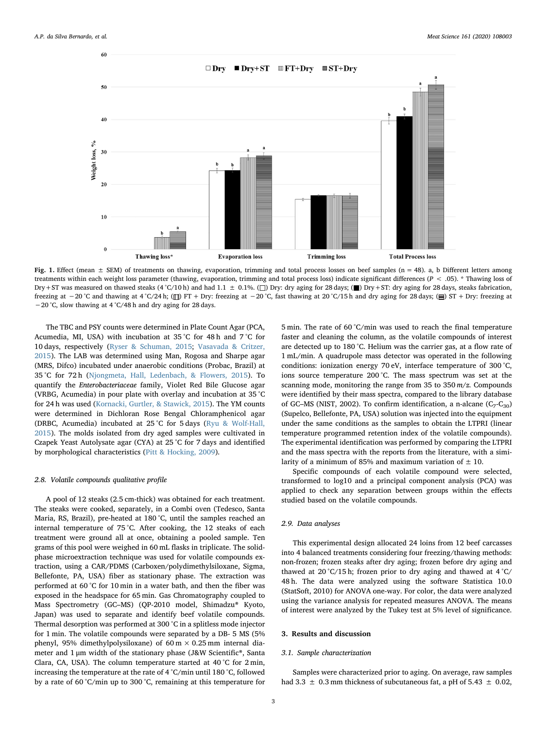**Fig. 1.** Effect (mean ± SEM) of treatments on thawing, evaporation, trimming and total process losses on beef samples (n = 48). a, b Different letters among treatments within each weight loss parameter (thawing, evaporation, trimming and total process loss) indicate significant differences ($P < .05$). * Thawing loss of Dry + ST was measured on thawed steaks (4 °C/10 h) and had 1.1 ± 0.1%. (□) Dry: dry aging for 28 days; (■) Dry + ST: dry aging for 28 days, steaks fabrication, freezing at −20 °C and thawing at 4 °C/24 h; (▥) FT + Dry: freezing at −20 °C, fast thawing at 20 °C/15 h and dry aging for 28 days; (▤) ST + Dry: freezing at −20 °C, slow thawing at 4 °C/48 h and dry aging for 28 days.

The TBC and PSY counts were determined in Plate Count Agar (PCA, Acumedia, MI, USA) with incubation at 35 °C for 48 h and 7 °C for 10 days, respectively (Ryser & Schuman, 2015; Vasavada & Critzer, 2015). The LAB was determined using Man, Rogosa and Sharpe agar (MRS, Difco) incubated under anaerobic conditions (Probac, Brazil) at 35 °C for 72 h (Njongmeta, Hall, Ledenbach, & Flowers, 2015). To quantify the *Enterobacteriaceae* family, Violet Red Bile Glucose agar (VRBG, Acumedia) in pour plate with overlay and incubation at 35 °C for 24 h was used (Kornacki, Gurtler, & Stawick, 2015). The YM counts were determined in Dichloran Rose Bengal Chloramphenicol agar (DRBC, Acumedia) incubated at 25 °C for 5 days (Ryu & Wolf-Hall, 2015). The molds isolated from dry aged samples were cultivated in Czapek Yeast Autolysate agar (CYA) at 25 °C for 7 days and identified by morphological characteristics (Pitt & Hocking, 2009).

### 2.8. Volatile compounds qualitative profile

A pool of 12 steaks (2.5 cm-thick) was obtained for each treatment. The steaks were cooked, separately, in a Combi oven (Tedesco, Santa Maria, RS, Brazil), pre-heated at 180 °C, until the samples reached an internal temperature of 75 °C. After cooking, the 12 steaks of each treatment were ground all at once, obtaining a pooled sample. Ten grams of this pool were weighed in 60 mL flasks in triplicate. The solid-phase microextraction technique was used for volatile compounds extraction, using a CAR/PDMS (Carboxen/polydimethylsiloxane, Sigma, Bellefonte, PA, USA) fiber as stationary phase. The extraction was performed at 60 °C for 10 min in a water bath, and the fiber was exposed in the headspace for 65 min. Gas Chromatography coupled to Mass Spectrometry (GC–MS) (QP-2010 model, Shimadzu® Kyoto, Japan) was used to separate and identify beef volatile compounds. Thermal desorption was performed at 300 °C in a splitless mode injector for 1 min. The volatile compounds were separated by a DB- 5 MS (5% phenyl, 95% dimethylpolysiloxane) of 60 m × 0.25 mm internal diameter and 1 µm width of the stationary phase (J&W Scientific®, Santa Clara, CA, USA). The column temperature started at 40 °C for 2 min, increasing the temperature at the rate of 4 °C/min until 180 °C, followed by a rate of 60 °C/min up to 300 °C, remaining at this temperature for 5 min. The rate of 60 °C/min was used to reach the final temperature faster and cleaning the column, as the volatile compounds of interest are detected up to 180 °C. Helium was the carrier gas, at a flow rate of 1 mL/min. A quadrupole mass detector was operated in the following conditions: ionization energy 70 eV, interface temperature of 300 °C, ions source temperature 200 °C. The mass spectrum was set at the scanning mode, monitoring the range from 35 to 350 *m/z*. Compounds were identified by their mass spectra, compared to the library database of GC–MS (NIST, 2002). To confirm identification, a n-alcane ($C_7$-$C_{30}$) (Supelco, Bellefonte, PA, USA) solution was injected into the equipment under the same conditions as the samples to obtain the LTPRI (linear temperature programmed retention index of the volatile compounds). The experimental identification was performed by comparing the LTPRI and the mass spectra with the reports from the literature, with a similarity of a minimum of 85% and maximum variation of ± 10.

Specific compounds of each volatile compound were selected, transformed to log10 and a principal component analysis (PCA) was applied to check any separation between groups within the effects studied based on the volatile compounds.

### 2.9. Data analyses

This experimental design allocated 24 loins from 12 beef carcasses into 4 balanced treatments considering four freezing/thawing methods: non-frozen; frozen steaks after dry aging; frozen before dry aging and thawed at 20 °C/15 h; frozen prior to dry aging and thawed at 4 °C/48 h. The data were analyzed using the software Statistica 10.0 (StatSoft, 2010) for ANOVA one-way. For color, the data were analyzed using the variance analysis for repeated measures ANOVA. The means of interest were analyzed by the Tukey test at 5% level of significance.

## 3. Results and discussion

### 3.1. Sample characterization

Samples were characterized prior to aging. On average, raw samples had 3.3 ± 0.3 mm thickness of subcutaneous fat, a pH of 5.43 ± 0.02,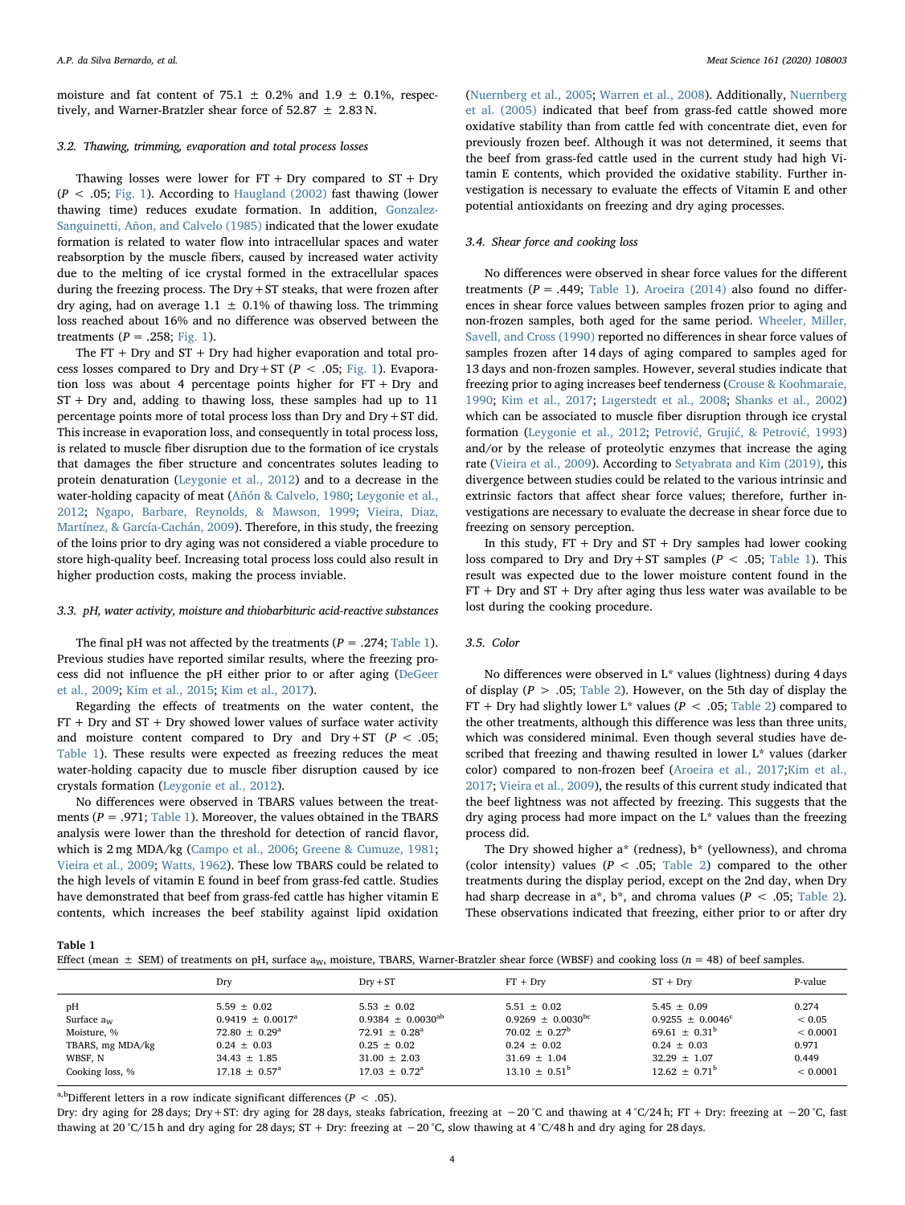moisture and fat content of 75.1 ± 0.2% and 1.9 ± 0.1%, respectively, and Warner-Bratzler shear force of 52.87 ± 2.83 N.

### 3.2. Thawing, trimming, evaporation and total process losses

Thawing losses were lower for FT + Dry compared to ST + Dry ($P < .05$; Fig. 1). According to Haugland (2002) fast thawing (lower thawing time) reduces exudate formation. In addition, Gonzalez-Sanguinetti, Añon, and Calvelo (1985) indicated that the lower exudate formation is related to water flow into intracellular spaces and water reabsorption by the muscle fibers, caused by increased water activity due to the melting of ice crystal formed in the extracellular spaces during the freezing process. The Dry + ST steaks, that were frozen after dry aging, had on average 1.1 ± 0.1% of thawing loss. The trimming loss reached about 16% and no difference was observed between the treatments ($P = .258$; Fig. 1).

The FT + Dry and ST + Dry had higher evaporation and total process losses compared to Dry and Dry + ST ($P < .05$; Fig. 1). Evaporation loss was about 4 percentage points higher for FT + Dry and ST + Dry and, adding to thawing loss, these samples had up to 11 percentage points more of total process loss than Dry and Dry + ST did. This increase in evaporation loss, and consequently in total process loss, is related to muscle fiber disruption due to the formation of ice crystals that damages the fiber structure and concentrates solutes leading to protein denaturation (Leygonie et al., 2012) and to a decrease in the water-holding capacity of meat (Añón & Calvelo, 1980; Leygonie et al., 2012; Ngapo, Barbare, Reynolds, & Mawson, 1999; Vieira, Diaz, Martínez, & García-Cachán, 2009). Therefore, in this study, the freezing of the loins prior to dry aging was not considered a viable procedure to store high-quality beef. Increasing total process loss could also result in higher production costs, making the process inviable.

### 3.3. pH, water activity, moisture and thiobarbituric acid-reactive substances

The final pH was not affected by the treatments ($P = .274$; Table 1). Previous studies have reported similar results, where the freezing process did not influence the pH either prior to or after aging (DeGeer et al., 2009; Kim et al., 2015; Kim et al., 2017).

Regarding the effects of treatments on the water content, the FT + Dry and ST + Dry showed lower values of surface water activity and moisture content compared to Dry and Dry + ST ($P < .05$; Table 1). These results were expected as freezing reduces the meat water-holding capacity due to muscle fiber disruption caused by ice crystals formation (Leygonie et al., 2012).

No differences were observed in TBARS values between the treatments ($P = .971$; Table 1). Moreover, the values obtained in the TBARS analysis were lower than the threshold for detection of rancid flavor, which is 2 mg MDA/kg (Campo et al., 2006; Greene & Cumuze, 1981; Vieira et al., 2009; Watts, 1962). These low TBARS could be related to the high levels of vitamin E found in beef from grass-fed cattle. Studies have demonstrated that beef from grass-fed cattle has higher vitamin E contents, which increases the beef stability against lipid oxidation (Nuernberg et al., 2005; Warren et al., 2008). Additionally, Nuernberg et al. (2005) indicated that beef from grass-fed cattle showed more oxidative stability than from cattle fed with concentrate diet, even for previously frozen beef. Although it was not determined, it seems that the beef from grass-fed cattle used in the current study had high Vitamin E contents, which provided the oxidative stability. Further investigation is necessary to evaluate the effects of Vitamin E and other potential antioxidants on freezing and dry aging processes.

### 3.4. Shear force and cooking loss

No differences were observed in shear force values for the different treatments ($P = .449$; Table 1). Aroeira (2014) also found no differences in shear force values between samples frozen prior to aging and non-frozen samples, both aged for the same period. Wheeler, Miller, Savell, and Cross (1990) reported no differences in shear force values of samples frozen after 14 days of aging compared to samples aged for 13 days and non-frozen samples. However, several studies indicate that freezing prior to aging increases beef tenderness (Crouse & Koohmaraie, 1990; Kim et al., 2017; Lagerstedt et al., 2008; Shanks et al., 2002) which can be associated to muscle fiber disruption through ice crystal formation (Leygonie et al., 2012; Petrović, Grujić, & Petrović, 1993) and/or by the release of proteolytic enzymes that increase the aging rate (Vieira et al., 2009). According to Setyabrata and Kim (2019), this divergence between studies could be related to the various intrinsic and extrinsic factors that affect shear force values; therefore, further investigations are necessary to evaluate the decrease in shear force due to freezing on sensory perception.

In this study, FT + Dry and ST + Dry samples had lower cooking loss compared to Dry and Dry + ST samples ($P < .05$; Table 1). This result was expected due to the lower moisture content found in the FT + Dry and ST + Dry after aging thus less water was available to be lost during the cooking procedure.

### 3.5. Color

No differences were observed in L* values (lightness) during 4 days of display ($P > .05$; Table 2). However, on the 5th day of display the FT + Dry had slightly lower L* values ($P < .05$; Table 2) compared to the other treatments, although this difference was less than three units, which was considered minimal. Even though several studies have described that freezing and thawing resulted in lower L* values (darker color) compared to non-frozen beef (Aroeira et al., 2017; Kim et al., 2017; Vieira et al., 2009), the results of this current study indicated that the beef lightness was not affected by freezing. This suggests that the dry aging process had more impact on the L* values than the freezing process did.

The Dry showed higher a* (redness), b* (yellowness), and chroma (color intensity) values ($P < .05$; Table 2) compared to the other treatments during the display period, except on the 2nd day, when Dry had sharp decrease in a*, b*, and chroma values ($P < .05$; Table 2). These observations indicated that freezing, either prior to or after dry

**Table 1**
Effect (mean ± SEM) of treatments on pH, surface $a_W$, moisture, TBARS, Warner-Bratzler shear force (WBSF) and cooking loss ($n = 48$) of beef samples.

| | Dry | Dry + ST | FT + Dry | ST + Dry | P-value |
|---|---|---|---|---|---|
| pH | 5.59 ± 0.02 | 5.53 ± 0.02 | 5.51 ± 0.02 | 5.45 ± 0.09 | 0.274 |
| Surface $a_W$ | 0.9419 ± 0.0017[a] | 0.9384 ± 0.0030[ab] | 0.9269 ± 0.0030[bc] | 0.9255 ± 0.0046[c] | < 0.05 |
| Moisture, % | 72.80 ± 0.29[a] | 72.91 ± 0.28[a] | 70.02 ± 0.27[b] | 69.61 ± 0.31[b] | < 0.0001 |
| TBARS, mg MDA/kg | 0.24 ± 0.03 | 0.25 ± 0.02 | 0.24 ± 0.02 | 0.24 ± 0.03 | 0.971 |
| WBSF, N | 34.43 ± 1.85 | 31.00 ± 2.03 | 31.69 ± 1.04 | 32.29 ± 1.07 | 0.449 |
| Cooking loss, % | 17.18 ± 0.57[a] | 17.03 ± 0.72[a] | 13.10 ± 0.51[b] | 12.62 ± 0.71[b] | < 0.0001 |

[a,b]Different letters in a row indicate significant differences ($P < .05$).

Dry: dry aging for 28 days; Dry + ST: dry aging for 28 days, steaks fabrication, freezing at −20 °C and thawing at 4 °C/24 h; FT + Dry: freezing at −20 °C, fast thawing at 20 °C/15 h and dry aging for 28 days; ST + Dry: freezing at −20 °C, slow thawing at 4 °C/48 h and dry aging for 28 days.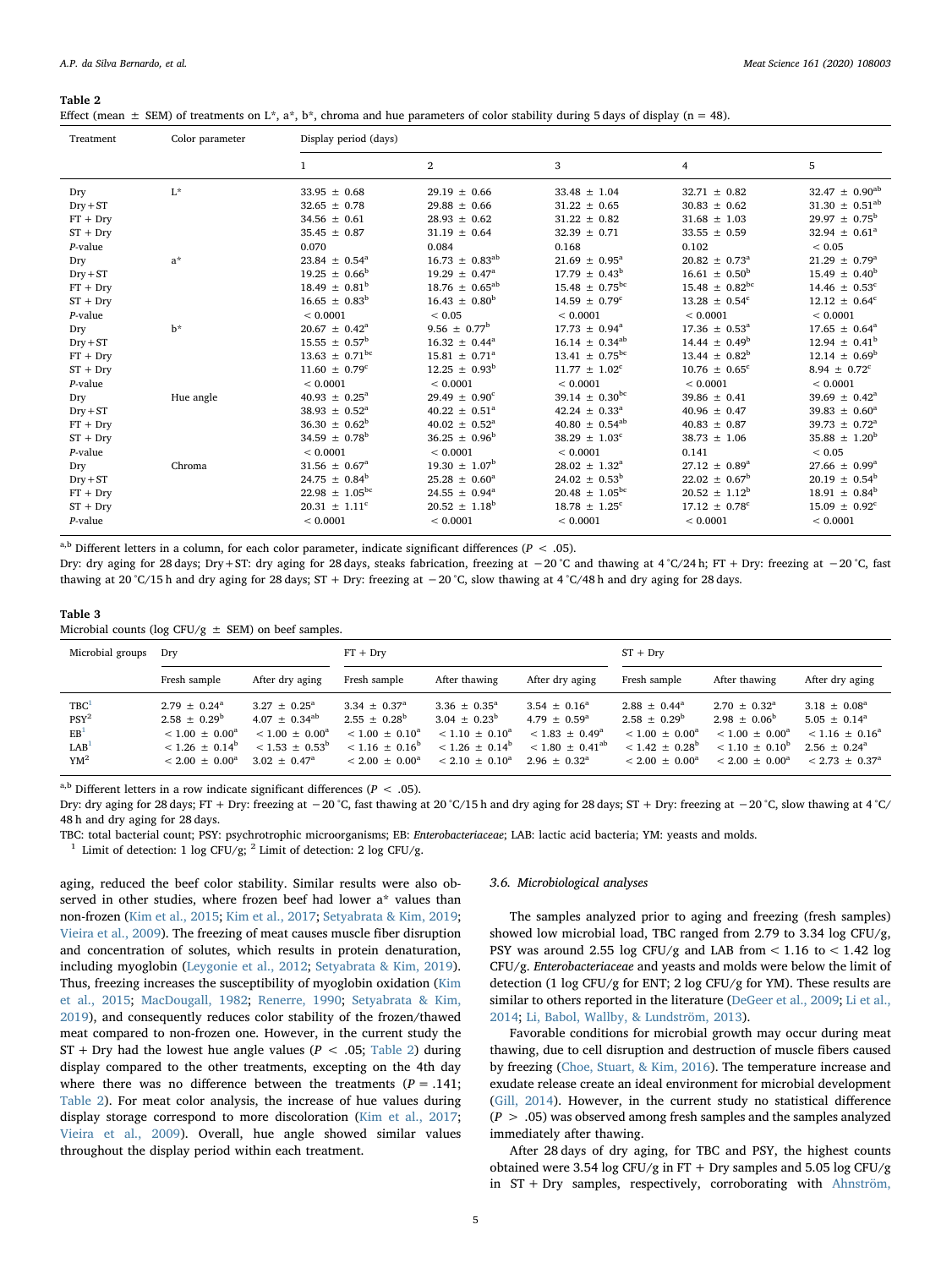**Table 2**

Effect (mean ± SEM) of treatments on L*, a*, b*, chroma and hue parameters of color stability during 5 days of display (n = 48).

| Treatment | Color parameter | Display period (days) | | | | |
|---|---|---|---|---|---|---|
| | | 1 | 2 | 3 | 4 | 5 |
| Dry | L* | 33.95 ± 0.68 | 29.19 ± 0.66 | 33.48 ± 1.04 | 32.71 ± 0.82 | 32.47 ± 0.90[ab] |
| Dry + ST | | 32.65 ± 0.78 | 29.88 ± 0.66 | 31.22 ± 0.65 | 30.83 ± 0.62 | 31.30 ± 0.51[ab] |
| FT + Dry | | 34.56 ± 0.61 | 28.93 ± 0.62 | 31.22 ± 0.82 | 31.68 ± 1.03 | 29.97 ± 0.75[b] |
| ST + Dry | | 35.45 ± 0.87 | 31.19 ± 0.64 | 32.39 ± 0.71 | 33.55 ± 0.59 | 32.94 ± 0.61[a] |
| *P*-value | | 0.070 | 0.084 | 0.168 | 0.102 | < 0.05 |
| Dry | a* | 23.84 ± 0.54[a] | 16.73 ± 0.83[ab] | 21.69 ± 0.95[a] | 20.82 ± 0.73[a] | 21.29 ± 0.79[a] |
| Dry + ST | | 19.25 ± 0.66[b] | 19.29 ± 0.47[a] | 17.79 ± 0.43[b] | 16.61 ± 0.50[b] | 15.49 ± 0.40[b] |
| FT + Dry | | 18.49 ± 0.81[b] | 18.76 ± 0.65[ab] | 15.48 ± 0.75[bc] | 15.48 ± 0.82[bc] | 14.46 ± 0.53[c] |
| ST + Dry | | 16.65 ± 0.83[b] | 16.43 ± 0.80[b] | 14.59 ± 0.79[c] | 13.28 ± 0.54[c] | 12.12 ± 0.64[c] |
| *P*-value | | < 0.0001 | < 0.05 | < 0.0001 | < 0.0001 | < 0.0001 |
| Dry | b* | 20.67 ± 0.42[a] | 9.56 ± 0.77[b] | 17.73 ± 0.94[a] | 17.36 ± 0.53[a] | 17.65 ± 0.64[a] |
| Dry + ST | | 15.55 ± 0.57[b] | 16.32 ± 0.44[a] | 16.14 ± 0.34[ab] | 14.44 ± 0.49[b] | 12.94 ± 0.41[b] |
| FT + Dry | | 13.63 ± 0.71[bc] | 15.81 ± 0.71[a] | 13.41 ± 0.75[bc] | 13.44 ± 0.82[b] | 12.14 ± 0.69[b] |
| ST + Dry | | 11.60 ± 0.79[c] | 12.25 ± 0.93[b] | 11.77 ± 1.02[c] | 10.76 ± 0.65[c] | 8.94 ± 0.72[c] |
| *P*-value | | < 0.0001 | < 0.0001 | < 0.0001 | < 0.0001 | < 0.0001 |
| Dry | Hue angle | 40.93 ± 0.25[a] | 29.49 ± 0.90[c] | 39.14 ± 0.30[bc] | 39.86 ± 0.41 | 39.69 ± 0.42[a] |
| Dry + ST | | 38.93 ± 0.52[a] | 40.22 ± 0.51[a] | 42.24 ± 0.33[a] | 40.96 ± 0.47 | 39.83 ± 0.60[a] |
| FT + Dry | | 36.30 ± 0.62[b] | 40.02 ± 0.52[a] | 40.80 ± 0.54[ab] | 40.83 ± 0.87 | 39.73 ± 0.72[a] |
| ST + Dry | | 34.59 ± 0.78[b] | 36.25 ± 0.96[b] | 38.29 ± 1.03[c] | 38.73 ± 1.06 | 35.88 ± 1.20[b] |
| *P*-value | | < 0.0001 | < 0.0001 | < 0.0001 | 0.141 | < 0.05 |
| Dry | Chroma | 31.56 ± 0.67[a] | 19.30 ± 1.07[b] | 28.02 ± 1.32[a] | 27.12 ± 0.89[a] | 27.66 ± 0.99[a] |
| Dry + ST | | 24.75 ± 0.84[b] | 25.28 ± 0.60[a] | 24.02 ± 0.53[b] | 22.02 ± 0.67[b] | 20.19 ± 0.54[b] |
| FT + Dry | | 22.98 ± 1.05[bc] | 24.55 ± 0.94[a] | 20.48 ± 1.05[bc] | 20.52 ± 1.12[b] | 18.91 ± 0.84[b] |
| ST + Dry | | 20.31 ± 1.11[c] | 20.52 ± 1.18[b] | 18.78 ± 1.25[c] | 17.12 ± 0.78[c] | 15.09 ± 0.92[c] |
| *P*-value | | < 0.0001 | < 0.0001 | < 0.0001 | < 0.0001 | < 0.0001 |

[a,b] Different letters in a column, for each color parameter, indicate significant differences ($P < .05$).

Dry: dry aging for 28 days; Dry + ST: dry aging for 28 days, steaks fabrication, freezing at −20 °C and thawing at 4 °C/24 h; FT + Dry: freezing at −20 °C, fast thawing at 20 °C/15 h and dry aging for 28 days; ST + Dry: freezing at −20 °C, slow thawing at 4 °C/48 h and dry aging for 28 days.

**Table 3**

Microbial counts (log CFU/g ± SEM) on beef samples.

| Microbial groups | Dry | | FT + Dry | | | ST + Dry | | |
|---|---|---|---|---|---|---|---|---|
| | Fresh sample | After dry aging | Fresh sample | After thawing | After dry aging | Fresh sample | After thawing | After dry aging |
| TBC[1] | 2.79 ± 0.24[a] | 3.27 ± 0.25[a] | 3.34 ± 0.37[a] | 3.36 ± 0.35[a] | 3.54 ± 0.16[a] | 2.88 ± 0.44[a] | 2.70 ± 0.32[a] | 3.18 ± 0.08[a] |
| PSY[2] | 2.58 ± 0.29[b] | 4.07 ± 0.34[ab] | 2.55 ± 0.28[b] | 3.04 ± 0.23[b] | 4.79 ± 0.59[a] | 2.58 ± 0.29[b] | 2.98 ± 0.06[b] | 5.05 ± 0.14[a] |
| EB[1] | < 1.00 ± 0.00[a] | < 1.00 ± 0.00[a] | < 1.00 ± 0.10[a] | < 1.10 ± 0.10[a] | < 1.83 ± 0.49[a] | < 1.00 ± 0.00[a] | < 1.00 ± 0.00[a] | < 1.16 ± 0.16[a] |
| LAB[1] | < 1.26 ± 0.14[b] | < 1.53 ± 0.53[b] | < 1.16 ± 0.16[b] | < 1.26 ± 0.14[b] | < 1.80 ± 0.41[ab] | < 1.42 ± 0.28[b] | < 1.10 ± 0.10[b] | 2.56 ± 0.24[a] |
| YM[2] | < 2.00 ± 0.00[a] | 3.02 ± 0.47[a] | < 2.00 ± 0.00[a] | < 2.10 ± 0.10[a] | 2.96 ± 0.32[a] | < 2.00 ± 0.00[a] | < 2.00 ± 0.00[a] | < 2.73 ± 0.37[a] |

[a,b] Different letters in a row indicate significant differences ($P < .05$).

Dry: dry aging for 28 days; FT + Dry: freezing at −20 °C, fast thawing at 20 °C/15 h and dry aging for 28 days; ST + Dry: freezing at −20 °C, slow thawing at 4 °C/48 h and dry aging for 28 days.

TBC: total bacterial count; PSY: psychrotrophic microorganisms; EB: *Enterobacteriaceae*; LAB: lactic acid bacteria; YM: yeasts and molds.

[1] Limit of detection: 1 log CFU/g; [2] Limit of detection: 2 log CFU/g.

aging, reduced the beef color stability. Similar results were also observed in other studies, where frozen beef had lower a* values than non-frozen (Kim et al., 2015; Kim et al., 2017; Setyabrata & Kim, 2019; Vieira et al., 2009). The freezing of meat causes muscle fiber disruption and concentration of solutes, which results in protein denaturation, including myoglobin (Leygonie et al., 2012; Setyabrata & Kim, 2019). Thus, freezing increases the susceptibility of myoglobin oxidation (Kim et al., 2015; MacDougall, 1982; Renerre, 1990; Setyabrata & Kim, 2019), and consequently reduces color stability of the frozen/thawed meat compared to non-frozen one. However, in the current study the ST + Dry had the lowest hue angle values ($P < .05$; Table 2) during display compared to the other treatments, excepting on the 4th day where there was no difference between the treatments ($P = .141$; Table 2). For meat color analysis, the increase of hue values during display storage correspond to more discoloration (Kim et al., 2017; Vieira et al., 2009). Overall, hue angle showed similar values throughout the display period within each treatment.

### 3.6. Microbiological analyses

The samples analyzed prior to aging and freezing (fresh samples) showed low microbial load, TBC ranged from 2.79 to 3.34 log CFU/g, PSY was around 2.55 log CFU/g and LAB from < 1.16 to < 1.42 log CFU/g. *Enterobacteriaceae* and yeasts and molds were below the limit of detection (1 log CFU/g for ENT; 2 log CFU/g for YM). These results are similar to others reported in the literature (DeGeer et al., 2009; Li et al., 2014; Li, Babol, Wallby, & Lundström, 2013).

Favorable conditions for microbial growth may occur during meat thawing, due to cell disruption and destruction of muscle fibers caused by freezing (Choe, Stuart, & Kim, 2016). The temperature increase and exudate release create an ideal environment for microbial development (Gill, 2014). However, in the current study no statistical difference ($P > .05$) was observed among fresh samples and the samples analyzed immediately after thawing.

After 28 days of dry aging, for TBC and PSY, the highest counts obtained were 3.54 log CFU/g in FT + Dry samples and 5.05 log CFU/g in ST + Dry samples, respectively, corroborating with Ahnström,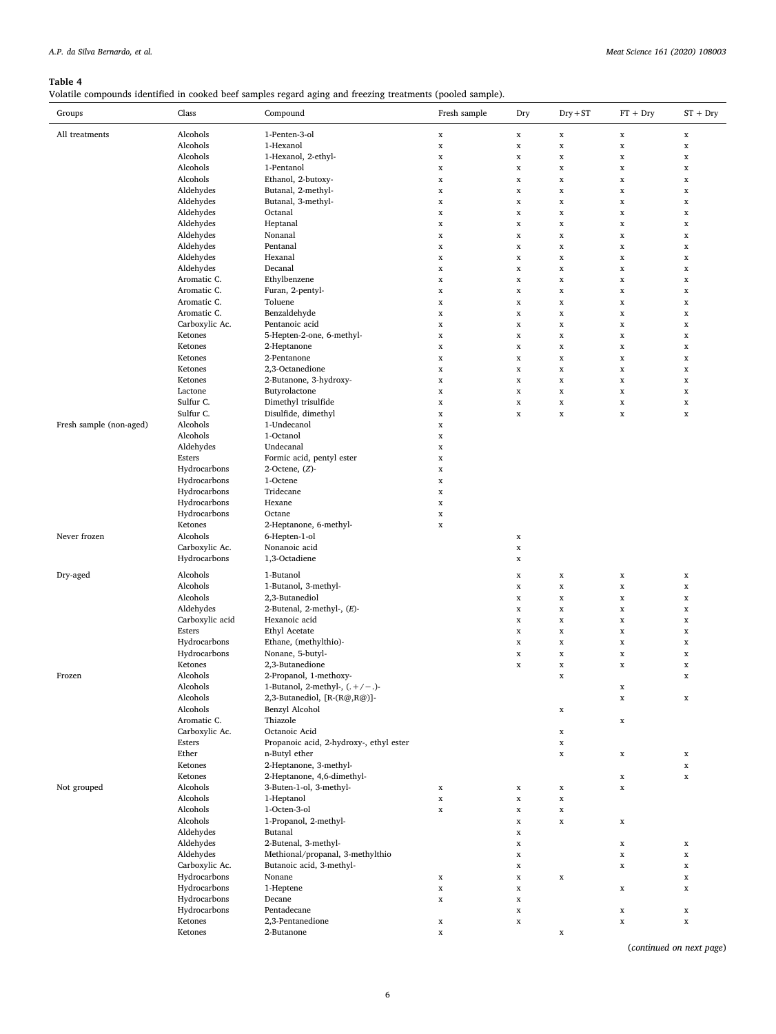**Table 4**
Volatile compounds identified in cooked beef samples regard aging and freezing treatments (pooled sample).

| Groups | Class | Compound | Fresh sample | Dry | Dry + ST | FT + Dry | ST + Dry |
|---|---|---|---|---|---|---|---|
| All treatments | Alcohols | 1-Penten-3-ol | x | x | x | x | x |
| | Alcohols | 1-Hexanol | x | x | x | x | x |
| | Alcohols | 1-Hexanol, 2-ethyl- | x | x | x | x | x |
| | Alcohols | 1-Pentanol | x | x | x | x | x |
| | Alcohols | Ethanol, 2-butoxy- | x | x | x | x | x |
| | Aldehydes | Butanal, 2-methyl- | x | x | x | x | x |
| | Aldehydes | Butanal, 3-methyl- | x | x | x | x | x |
| | Aldehydes | Octanal | x | x | x | x | x |
| | Aldehydes | Heptanal | x | x | x | x | x |
| | Aldehydes | Nonanal | x | x | x | x | x |
| | Aldehydes | Pentanal | x | x | x | x | x |
| | Aldehydes | Hexanal | x | x | x | x | x |
| | Aldehydes | Decanal | x | x | x | x | x |
| | Aromatic C. | Ethylbenzene | x | x | x | x | x |
| | Aromatic C. | Furan, 2-pentyl- | x | x | x | x | x |
| | Aromatic C. | Toluene | x | x | x | x | x |
| | Aromatic C. | Benzaldehyde | x | x | x | x | x |
| | Carboxylic Ac. | Pentanoic acid | x | x | x | x | x |
| | Ketones | 5-Hepten-2-one, 6-methyl- | x | x | x | x | x |
| | Ketones | 2-Heptanone | x | x | x | x | x |
| | Ketones | 2-Pentanone | x | x | x | x | x |
| | Ketones | 2,3-Octanedione | x | x | x | x | x |
| | Ketones | 2-Butanone, 3-hydroxy- | x | x | x | x | x |
| | Lactone | Butyrolactone | x | x | x | x | x |
| | Sulfur C. | Dimethyl trisulfide | x | x | x | x | x |
| | Sulfur C. | Disulfide, dimethyl | x | x | x | x | x |
| Fresh sample (non-aged) | Alcohols | 1-Undecanol | x | | | | |
| | Alcohols | 1-Octanol | x | | | | |
| | Aldehydes | Undecanal | x | | | | |
| | Esters | Formic acid, pentyl ester | x | | | | |
| | Hydrocarbons | 2-Octene, (*Z*)- | x | | | | |
| | Hydrocarbons | 1-Octene | x | | | | |
| | Hydrocarbons | Tridecane | x | | | | |
| | Hydrocarbons | Hexane | x | | | | |
| | Hydrocarbons | Octane | x | | | | |
| | Ketones | 2-Heptanone, 6-methyl- | x | | | | |
| Never frozen | Alcohols | 6-Hepten-1-ol | | x | | | |
| | Carboxylic Ac. | Nonanoic acid | | x | | | |
| | Hydrocarbons | 1,3-Octadiene | | x | | | |
| Dry-aged | Alcohols | 1-Butanol | | x | x | x | x |
| | Alcohols | 1-Butanol, 3-methyl- | | x | x | x | x |
| | Alcohols | 2,3-Butanediol | | x | x | x | x |
| | Aldehydes | 2-Butenal, 2-methyl-, (*E*)- | | x | x | x | x |
| | Carboxylic acid | Hexanoic acid | | x | x | x | x |
| | Esters | Ethyl Acetate | | x | x | x | x |
| | Hydrocarbons | Ethane, (methylthio)- | | x | x | x | x |
| | Hydrocarbons | Nonane, 5-butyl- | | x | x | x | x |
| | Ketones | 2,3-Butanedione | | x | x | x | x |
| Frozen | Alcohols | 2-Propanol, 1-methoxy- | | | x | | x |
| | Alcohols | 1-Butanol, 2-methyl-, (.+/−.)- | | | | x | |
| | Alcohols | 2,3-Butanediol, [R-(R@,R@)]- | | | | x | x |
| | Alcohols | Benzyl Alcohol | | | x | | |
| | Aromatic C. | Thiazole | | | | x | |
| | Carboxylic Ac. | Octanoic Acid | | | x | | |
| | Esters | Propanoic acid, 2-hydroxy-, ethyl ester | | | x | | |
| | Ether | n-Butyl ether | | | x | x | x |
| | Ketones | 2-Heptanone, 3-methyl- | | | | | x |
| | Ketones | 2-Heptanone, 4,6-dimethyl- | | | | x | x |
| Not grouped | Alcohols | 3-Buten-1-ol, 3-methyl- | x | x | x | x | |
| | Alcohols | 1-Heptanol | x | x | x | | |
| | Alcohols | 1-Octen-3-ol | x | x | x | | |
| | Alcohols | 1-Propanol, 2-methyl- | | x | x | x | |
| | Aldehydes | Butanal | | x | | | |
| | Aldehydes | 2-Butenal, 3-methyl- | | x | | x | x |
| | Aldehydes | Methional/propanal, 3-methylthio | | x | | x | x |
| | Carboxylic Ac. | Butanoic acid, 3-methyl- | | x | | x | x |
| | Hydrocarbons | Nonane | x | x | x | | x |
| | Hydrocarbons | 1-Heptene | x | x | | x | x |
| | Hydrocarbons | Decane | x | x | | | |
| | Hydrocarbons | Pentadecane | | x | | x | x |
| | Ketones | 2,3-Pentanedione | x | x | | x | x |
| | Ketones | 2-Butanone | x | | x | | |

(*continued on next page*)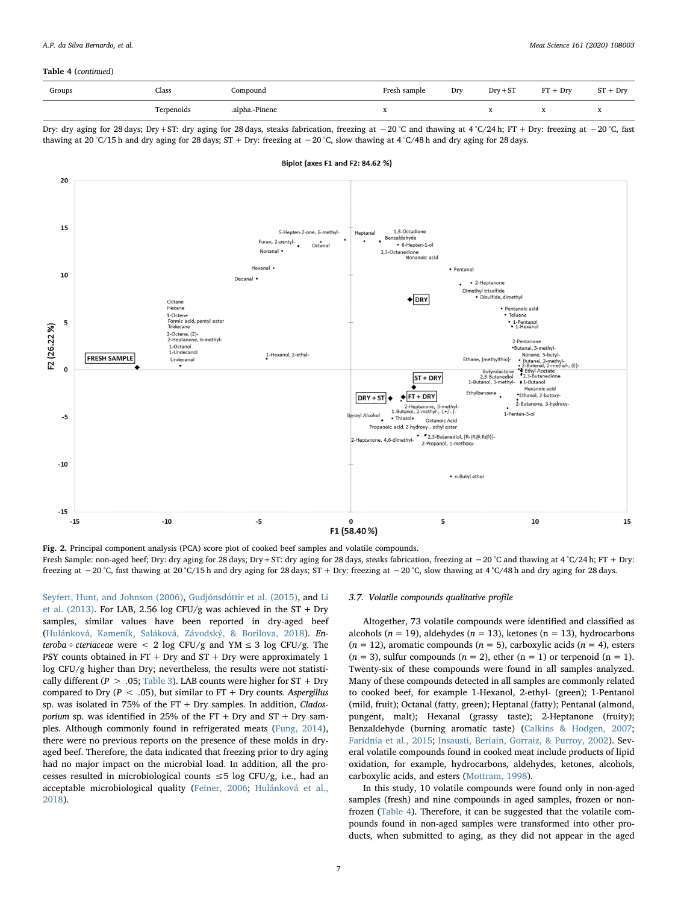**Table 4** (*continued*)

| Groups | Class | Compound | Fresh sample | Dry | Dry + ST | FT + Dry | ST + Dry |
|---|---|---|---|---|---|---|---|
| | Terpenoids | .alpha.-Pinene | x | | x | x | x |

Dry: dry aging for 28 days; Dry + ST: dry aging for 28 days, steaks fabrication, freezing at −20 °C and thawing at 4 °C/24 h; FT + Dry: freezing at −20 °C, fast thawing at 20 °C/15 h and dry aging for 28 days; ST + Dry: freezing at −20 °C, slow thawing at 4 °C/48 h and dry aging for 28 days.

**Fig. 2.** Principal component analysis (PCA) score plot of cooked beef samples and volatile compounds.
Fresh Sample: non-aged beef; Dry: dry aging for 28 days; Dry + ST: dry aging for 28 days, steaks fabrication, freezing at −20 °C and thawing at 4 °C/24 h; FT + Dry: freezing at −20 °C, fast thawing at 20 °C/15 h and dry aging for 28 days; ST + Dry: freezing at −20 °C, slow thawing at 4 °C/48 h and dry aging for 28 days.

Seyfert, Hunt, and Johnson (2006), Gudjónsdóttir et al. (2015), and Li et al. (2013). For LAB, 2.56 log CFU/g was achieved in the ST + Dry samples, similar values have been reported in dry-aged beef (Hulánková, Kameník, Saláková, Závodský, & Borilova, 2018). *Enteroba ÷ cteriaceae* were < 2 log CFU/g and YM ≤ 3 log CFU/g. The PSY counts obtained in FT + Dry and ST + Dry were approximately 1 log CFU/g higher than Dry; nevertheless, the results were not statistically different ($P > .05$; Table 3). LAB counts were higher for ST + Dry compared to Dry ($P < .05$), but similar to FT + Dry counts. *Aspergillus* sp. was isolated in 75% of the FT + Dry samples. In addition, *Cladosporium* sp. was identified in 25% of the FT + Dry and ST + Dry samples. Although commonly found in refrigerated meats (Fung, 2014), there were no previous reports on the presence of these molds in dry-aged beef. Therefore, the data indicated that freezing prior to dry aging had no major impact on the microbial load. In addition, all the processes resulted in microbiological counts ≤5 log CFU/g, i.e., had an acceptable microbiological quality (Feiner, 2006; Hulánková et al., 2018).

### 3.7. Volatile compounds qualitative profile

Altogether, 73 volatile compounds were identified and classified as alcohols ($n = 19$), aldehydes ($n = 13$), ketones ($n = 13$), hydrocarbons ($n = 12$), aromatic compounds ($n = 5$), carboxylic acids ($n = 4$), esters ($n = 3$), sulfur compounds ($n = 2$), ether ($n = 1$) or terpenoid ($n = 1$). Twenty-six of these compounds were found in all samples analyzed. Many of these compounds detected in all samples are commonly related to cooked beef, for example 1-Hexanol, 2-ethyl- (green); 1-Pentanol (mild, fruit); Octanal (fatty, green); Heptanal (fatty); Pentanal (almond, pungent, malt); Hexanal (grassy taste); 2-Heptanone (fruity); Benzaldehyde (burning aromatic taste) (Calkins & Hodgen, 2007; Faridnia et al., 2015; Insausti, Beriain, Gorraiz, & Purroy, 2002). Several volatile compounds found in cooked meat include products of lipid oxidation, for example, hydrocarbons, aldehydes, ketones, alcohols, carboxylic acids, and esters (Mottram, 1998).

In this study, 10 volatile compounds were found only in non-aged samples (fresh) and nine compounds in aged samples, frozen or non-frozen (Table 4). Therefore, it can be suggested that the volatile compounds found in non-aged samples were transformed into other products, when submitted to aging, as they did not appear in the aged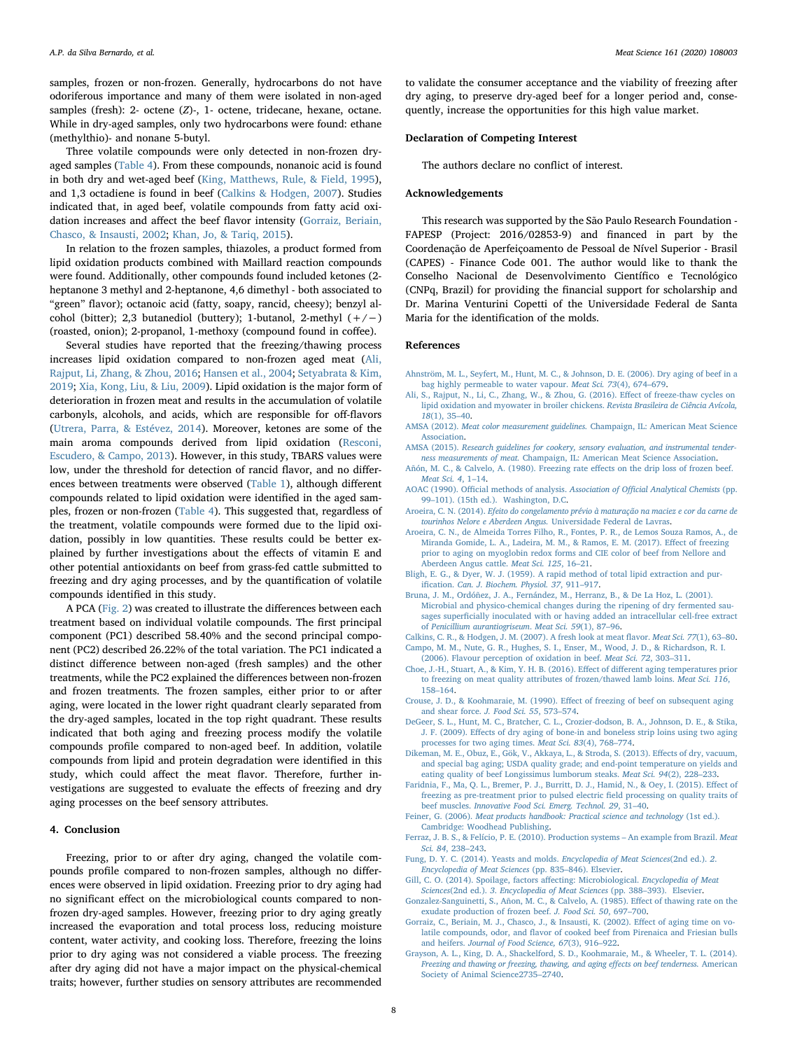samples, frozen or non-frozen. Generally, hydrocarbons do not have odoriferous importance and many of them were isolated in non-aged samples (fresh): 2- octene (*Z*)-, 1- octene, tridecane, hexane, octane. While in dry-aged samples, only two hydrocarbons were found: ethane (methylthio)- and nonane 5-butyl.

Three volatile compounds were only detected in non-frozen dry-aged samples (Table 4). From these compounds, nonanoic acid is found in both dry and wet-aged beef (King, Matthews, Rule, & Field, 1995), and 1,3 octadiene is found in beef (Calkins & Hodgen, 2007). Studies indicated that, in aged beef, volatile compounds from fatty acid oxidation increases and affect the beef flavor intensity (Gorraiz, Beriain, Chasco, & Insausti, 2002; Khan, Jo, & Tariq, 2015).

In relation to the frozen samples, thiazoles, a product formed from lipid oxidation products combined with Maillard reaction compounds were found. Additionally, other compounds found included ketones (2-heptanone 3 methyl and 2-heptanone, 4,6 dimethyl - both associated to "green" flavor); octanoic acid (fatty, soapy, rancid, cheesy); benzyl alcohol (bitter); 2,3 butanediol (buttery); 1-butanol, 2-methyl (+/−) (roasted, onion); 2-propanol, 1-methoxy (compound found in coffee).

Several studies have reported that the freezing/thawing process increases lipid oxidation compared to non-frozen aged meat (Ali, Rajput, Li, Zhang, & Zhou, 2016; Hansen et al., 2004; Setyabrata & Kim, 2019; Xia, Kong, Liu, & Liu, 2009). Lipid oxidation is the major form of deterioration in frozen meat and results in the accumulation of volatile carbonyls, alcohols, and acids, which are responsible for off-flavors (Utrera, Parra, & Estévez, 2014). Moreover, ketones are some of the main aroma compounds derived from lipid oxidation (Resconi, Escudero, & Campo, 2013). However, in this study, TBARS values were low, under the threshold for detection of rancid flavor, and no differences between treatments were observed (Table 1), although different compounds related to lipid oxidation were identified in the aged samples, frozen or non-frozen (Table 4). This suggested that, regardless of the treatment, volatile compounds were formed due to the lipid oxidation, possibly in low quantities. These results could be better explained by further investigations about the effects of vitamin E and other potential antioxidants on beef from grass-fed cattle submitted to freezing and dry aging processes, and by the quantification of volatile compounds identified in this study.

A PCA (Fig. 2) was created to illustrate the differences between each treatment based on individual volatile compounds. The first principal component (PC1) described 58.40% and the second principal component (PC2) described 26.22% of the total variation. The PC1 indicated a distinct difference between non-aged (fresh samples) and the other treatments, while the PC2 explained the differences between non-frozen and frozen treatments. The frozen samples, either prior to or after aging, were located in the lower right quadrant clearly separated from the dry-aged samples, located in the top right quadrant. These results indicated that both aging and freezing process modify the volatile compounds profile compared to non-aged beef. In addition, volatile compounds from lipid and protein degradation were identified in this study, which could affect the meat flavor. Therefore, further investigations are suggested to evaluate the effects of freezing and dry aging processes on the beef sensory attributes.

## 4. Conclusion

Freezing, prior to or after dry aging, changed the volatile compounds profile compared to non-frozen samples, although no differences were observed in lipid oxidation. Freezing prior to dry aging had no significant effect on the microbiological counts compared to non-frozen dry-aged samples. However, freezing prior to dry aging greatly increased the evaporation and total process loss, reducing moisture content, water activity, and cooking loss. Therefore, freezing the loins prior to dry aging was not considered a viable process. The freezing after dry aging did not have a major impact on the physical-chemical traits; however, further studies on sensory attributes are recommended to validate the consumer acceptance and the viability of freezing after dry aging, to preserve dry-aged beef for a longer period and, consequently, increase the opportunities for this high value market.

## Declaration of Competing Interest

The authors declare no conflict of interest.

## Acknowledgements

This research was supported by the São Paulo Research Foundation - FAPESP (Project: 2016/02853-9) and financed in part by the Coordenação de Aperfeiçoamento de Pessoal de Nível Superior - Brasil (CAPES) - Finance Code 001. The author would like to thank the Conselho Nacional de Desenvolvimento Científico e Tecnológico (CNPq, Brazil) for providing the financial support for scholarship and Dr. Marina Venturini Copetti of the Universidade Federal de Santa Maria for the identification of the molds.

## References

Ahnström, M. L., Seyfert, M., Hunt, M. C., & Johnson, D. E. (2006). Dry aging of beef in a bag highly permeable to water vapour. *Meat Sci. 73*(4), 674–679.

Ali, S., Rajput, N., Li, C., Zhang, W., & Zhou, G. (2016). Effect of freeze-thaw cycles on lipid oxidation and myowater in broiler chickens. *Revista Brasileira de Ciência Avícola, 18*(1), 35–40.

AMSA (2012). *Meat color measurement guidelines.* Champaign, IL: American Meat Science Association.

AMSA (2015). *Research guidelines for cookery, sensory evaluation, and instrumental tenderness measurements of meat.* Champaign, IL: American Meat Science Association.

Añón, M. C., & Calvelo, A. (1980). Freezing rate effects on the drip loss of frozen beef. *Meat Sci. 4*, 1–14.

AOAC (1990). Official methods of analysis. *Association of Official Analytical Chemists* (pp. 99–101). (15th ed.). Washington, D.C.

Aroeira, C. N. (2014). *Efeito do congelamento prévio à maturação na maciez e cor da carne de tourinhos Nelore e Aberdeen Angus.* Universidade Federal de Lavras.

Aroeira, C. N., de Almeida Torres Filho, R., Fontes, P. R., de Lemos Souza Ramos, A., de Miranda Gomide, L. A., Ladeira, M. M., & Ramos, E. M. (2017). Effect of freezing prior to aging on myoglobin redox forms and CIE color of beef from Nellore and Aberdeen Angus cattle. *Meat Sci. 125*, 16–21.

Bligh, E. G., & Dyer, W. J. (1959). A rapid method of total lipid extraction and purification. *Can. J. Biochem. Physiol. 37*, 911–917.

Bruna, J. M., Ordóñez, J. A., Fernández, M., Herranz, B., & De La Hoz, L. (2001). Microbial and physico-chemical changes during the ripening of dry fermented sausages superficially inoculated with or having added an intracellular cell-free extract of *Penicillium aurantiogriseum*. *Meat Sci. 59*(1), 87–96.

Calkins, C. R., & Hodgen, J. M. (2007). A fresh look at meat flavor. *Meat Sci. 77*(1), 63–80.

Campo, M. M., Nute, G. R., Hughes, S. I., Enser, M., Wood, J. D., & Richardson, R. I. (2006). Flavour perception of oxidation in beef. *Meat Sci. 72*, 303–311.

Choe, J.-H., Stuart, A., & Kim, Y. H. B. (2016). Effect of different aging temperatures prior to freezing on meat quality attributes of frozen/thawed lamb loins. *Meat Sci. 116*, 158–164.

Crouse, J. D., & Koohmaraie, M. (1990). Effect of freezing of beef on subsequent aging and shear force. *J. Food Sci. 55*, 573–574.

DeGeer, S. L., Hunt, M. C., Bratcher, C. L., Crozier-dodson, B. A., Johnson, D. E., & Stika, J. F. (2009). Effects of dry aging of bone-in and boneless strip loins using two aging processes for two aging times. *Meat Sci. 83*(4), 768–774.

Dikeman, M. E., Obuz, E., Gök, V., Akkaya, L., & Stroda, S. (2013). Effects of dry, vacuum, and special bag aging; USDA quality grade; and end-point temperature on yields and eating quality of beef Longissimus lumborum steaks. *Meat Sci. 94*(2), 228–233.

Faridnia, F., Ma, Q. L., Bremer, P. J., Burritt, D. J., Hamid, N., & Oey, I. (2015). Effect of freezing as pre-treatment prior to pulsed electric field processing on quality traits of beef muscles. *Innovative Food Sci. Emerg. Technol. 29*, 31–40.

Feiner, G. (2006). *Meat products handbook: Practical science and technology* (1st ed.). Cambridge: Woodhead Publishing.

Ferraz, J. B. S., & Felício, P. E. (2010). Production systems – An example from Brazil. *Meat Sci. 84*, 238–243.

Fung, D. Y. C. (2014). Yeasts and molds. *Encyclopedia of Meat Sciences*(2nd ed.). *2. Encyclopedia of Meat Sciences* (pp. 835–846). Elsevier.

Gill, C. O. (2014). Spoilage, factors affecting: Microbiological. *Encyclopedia of Meat Sciences*(2nd ed.). *3. Encyclopedia of Meat Sciences* (pp. 388–393). Elsevier.

Gonzalez-Sanguinetti, S., Añon, M. C., & Calvelo, A. (1985). Effect of thawing rate on the exudate production of frozen beef. *J. Food Sci. 50*, 697–700.

Gorraiz, C., Beriain, M. J., Chasco, J., & Insausti, K. (2002). Effect of aging time on volatile compounds, odor, and flavor of cooked beef from Pirenaica and Friesian bulls and heifers. *Journal of Food Science, 67*(3), 916–922.

Grayson, A. L., King, D. A., Shackelford, S. D., Koohmaraie, M., & Wheeler, T. L. (2014). *Freezing and thawing or freezing, thawing, and aging effects on beef tenderness.* American Society of Animal Science2735–2740.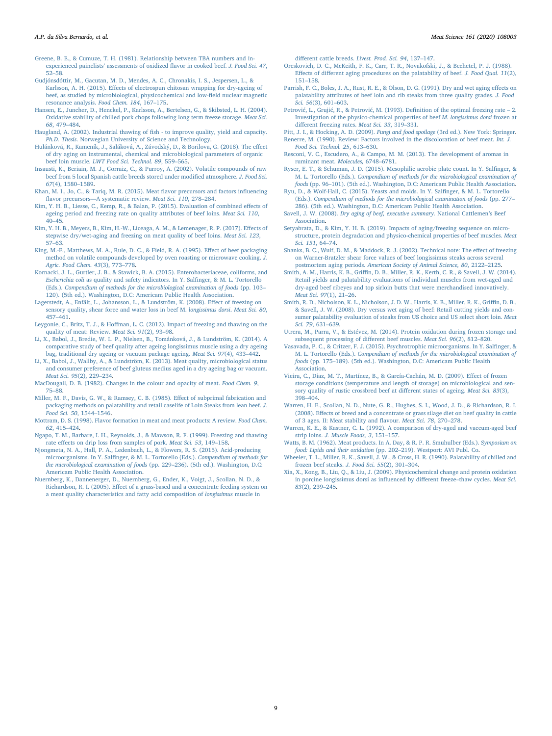Greene, B. E., & Cumuze, T. H. (1981). Relationship between TBA numbers and inexperienced painelists' assessments of oxidized flavor in cooked beef. *J. Food Sci. 47*, 52–58.

Gudjónsdóttir, M., Gacutan, M. D., Mendes, A. C., Chronakis, I. S., Jespersen, L., & Karlsson, A. H. (2015). Effects of electrospun chitosan wrapping for dry-ageing of beef, as studied by microbiological, physicochemical and low-field nuclear magnetic resonance analysis. *Food Chem. 184*, 167–175.

Hansen, E., Juncher, D., Henckel, P., Karlsson, A., Bertelsen, G., & Skibsted, L. H. (2004). Oxidative stability of chilled pork chops following long term freeze storage. *Meat Sci. 68*, 479–484.

Haugland, A. (2002). Industrial thawing of fish - to improve quality, yield and capacity. *Ph.D. Thesis*. Norwegian University of Science and Technology.

Hulánková, R., Kameník, J., Saláková, A., Závodský, D., & Borilova, G. (2018). The effect of dry aging on instrumental, chemical and microbiological parameters of organic beef loin muscle. *LWT Food Sci. Technol. 89*, 559–565.

Insausti, K., Beriain, M. J., Gorraiz, C., & Purroy, A. (2002). Volatile compounds of raw beef from 5 local Spanish cattle breeds stored under modified atmosphere. *J. Food Sci. 67*(4), 1580–1589.

Khan, M. I., Jo, C., & Tariq, M. R. (2015). Meat flavor precursors and factors influencing flavor precursors—A systematic review. *Meat Sci. 110*, 278–284.

Kim, Y. H. B., Liesse, C., Kemp, R., & Balan, P. (2015). Evaluation of combined effects of ageing period and freezing rate on quality attributes of beef loins. *Meat Sci. 110*, 40–45.

Kim, Y. H. B., Meyers, B., Kim, H.-W., Liceaga, A. M., & Lemenager, R. P. (2017). Effects of stepwise dry/wet-aging and freezing on meat quality of beef loins. *Meat Sci. 123*, 57–63.

King, M.-F., Matthews, M. A., Rule, D. C., & Field, R. A. (1995). Effect of beef packaging method on volatile compounds developed by oven roasting or microwave cooking. *J. Agric. Food Chem. 43*(3), 773–778.

Kornacki, J. L., Gurtler, J. B., & Stawick, B. A. (2015). Enterobacteriaceae, coliforms, and *Escherichia coli* as quality and safety indicators. In Y. Salfinger, & M. L. Tortorello (Eds.). *Compendium of methods for the microbiological examination of foods* (pp. 103–120). (5th ed.). Washington, D.C: Americam Public Health Association.

Lagerstedt, A., Enfält, L., Johansson, L., & Lundström, K. (2008). Effect of freezing on sensory quality, shear force and water loss in beef M. *longissimus dorsi*. *Meat Sci. 80*, 457–461.

Leygonie, C., Britz, T. J., & Hoffman, L. C. (2012). Impact of freezing and thawing on the quality of meat: Review. *Meat Sci. 91*(2), 93–98.

Li, X., Babol, J., Bredie, W. L. P., Nielsen, B., Tománková, J., & Lundström, K. (2014). A comparative study of beef quality after ageing longissimus muscle using a dry ageing bag, traditional dry ageing or vacuum package ageing. *Meat Sci. 97*(4), 433–442.

Li, X., Babol, J., Wallby, A., & Lundström, K. (2013). Meat quality, microbiological status and consumer preference of beef gluteus medius aged in a dry ageing bag or vacuum. *Meat Sci. 95*(2), 229–234.

MacDougall, D. B. (1982). Changes in the colour and opacity of meat. *Food Chem. 9*, 75–88.

Miller, M. F., Davis, G. W., & Ramsey, C. B. (1985). Effect of subprimal fabrication and packaging methods on palatability and retail caselife of Loin Steaks from lean beef. *J. Food Sci. 50*, 1544–1546.

Mottram, D. S. (1998). Flavor formation in meat and meat products: A review. *Food Chem. 62*, 415–424.

Ngapo, T. M., Barbare, I. H., Reynolds, J., & Mawson, R. F. (1999). Freezing and thawing rate effects on drip loss from samples of pork. *Meat Sci. 53*, 149–158.

Njongmeta, N. A., Hall, P. A., Ledenbach, L., & Flowers, R. S. (2015). Acid-producing microorganisms. In Y. Salfinger, & M. L. Tortorello (Eds.). *Compendium of methods for the microbiological examination of foods* (pp. 229–236). (5th ed.). Washington, D.C: Americam Public Health Association.

Nuernberg, K., Dannenerger, D., Nuernberg, G., Ender, K., Voigt, J., Scollan, N. D., & Richardson, R. I. (2005). Effect of a grass-based and a concentrate feeding system on a meat quality characteristics and fatty acid composition of *longissimus* muscle in different cattle breeds. *Livest. Prod. Sci. 94*, 137–147.

Oreskovich, D. C., McKeith, F. K., Carr, T. R., Novakofski, J., & Bechetel, P. J. (1988). Effects of different aging procedures on the palatability of beef. *J. Food Qual. 11*(2), 151–158.

Parrish, F. C., Boles, J. A., Rust, R. E., & Olson, D. G. (1991). Dry and wet aging effects on palatability attributes of beef loin and rib steaks from three quality grades. *J. Food Sci. 56*(3), 601–603.

Petrović, L., Grujić, R., & Petrović, M. (1993). Definition of the optimal freezing rate – 2. Investigation of the physico-chemical properties of beef *M. longissimus dorsi* frozen at different freezing rates. *Meat Sci. 33*, 319–331.

Pitt, J. I., & Hocking, A. D. (2009). *Fungi and food spoilage* (3rd ed.). New York: Springer.

Renerre, M. (1990). Review: Factors involved in the discoloration of beef meat. *Int. J. Food Sci. Technol. 25*, 613–630.

Resconi, V. C., Escudero, A., & Campo, M. M. (2013). The development of aromas in ruminant meat. *Molecules*, 6748–6781.

Ryser, E. T., & Schuman, J. D. (2015). Mesophilic aerobic plate count. In Y. Salfinger, & M. L. Tortorello (Eds.). *Compendium of methods for the microbiological examination of foods* (pp. 96–101). (5th ed.). Washington, D.C: Americam Public Health Association.

Ryu, D., & Wolf-Hall, C. (2015). Yeasts and molds. In Y. Salfinger, & M. L. Tortorello (Eds.). *Compendium of methods for the microbiological examination of foods* (pp. 277–286). (5th ed.). Washington, D.C: Americam Public Health Association.

Savell, J. W. (2008). *Dry aging of beef, executive summary*. National Cattlemen's Beef Association.

Setyabrata, D., & Kim, Y. H. B. (2019). Impacts of aging/freezing sequence on microstructure, protein degradation and physico-chemical properties of beef muscles. *Meat Sci. 151*, 64–74.

Shanks, B. C., Wulf, D. M., & Maddock, R. J. (2002). Technical note: The effect of freezing on Warner-Bratzler shear force values of beef longissimus steaks across several postmortem aging periods. *American Society of Animal Science, 80*, 2122–2125.

Smith, A. M., Harris, K. B., Griffin, D. B., Miller, R. K., Kerth, C. R., & Savell, J. W. (2014). Retail yields and palatability evaluations of individual muscles from wet-aged and dry-aged beef ribeyes and top sirloin butts that were merchandised innovatively. *Meat Sci. 97*(1), 21–26.

Smith, R. D., Nicholson, K. L., Nicholson, J. D. W., Harris, K. B., Miller, R. K., Griffin, D. B., & Savell, J. W. (2008). Dry versus wet aging of beef: Retail cutting yields and consumer palatability evaluation of steaks from US choice and US select short loin. *Meat Sci. 79*, 631–639.

Utrera, M., Parra, V., & Estévez, M. (2014). Protein oxidation during frozen storage and subsequent processing of different beef muscles. *Meat Sci. 96*(2), 812–820.

Vasavada, P. C., & Critzer, F. J. (2015). Psychrotrophic microorganisms. In Y. Salfinger, & M. L. Tortorello (Eds.). *Compendium of methods for the microbiological examination of foods* (pp. 175–189). (5th ed.). Washington, D.C: Americam Public Health Association.

Vieira, C., Diaz, M. T., Martínez, B., & García-Cachán, M. D. (2009). Effect of frozen storage conditions (temperature and length of storage) on microbiological and sensory quality of rustic crossbred beef at different states of ageing. *Meat Sci. 83*(3), 398–404.

Warren, H. E., Scollan, N. D., Nute, G. R., Hughes, S. I., Wood, J. D., & Richardson, R. I. (2008). Effects of breed and a concentrate or grass silage diet on beef quality in cattle of 3 ages. II: Meat stability and flavour. *Meat Sci. 78*, 270–278.

Warren, K. E., & Kastner, C. L. (1992). A comparison of dry-aged and vaccum-aged beef strip loins. *J. Muscle Foods, 3*, 151–157.

Watts, B. M. (1962). Meat products. In A. Day, & R. P. R. Smuhulber (Eds.). *Symposium on food: Lipids and their oxidation* (pp. 202–219). Westport: AVI Publ. Co.

Wheeler, T. L., Miller, R. K., Savell, J. W., & Cross, H. R. (1990). Palatability of chilled and frozen beef steaks. *J. Food Sci. 55*(2), 301–304.

Xia, X., Kong, B., Liu, Q., & Liu, J. (2009). Physicochemical change and protein oxidation in porcine longissimus dorsi as influenced by different freeze–thaw cycles. *Meat Sci. 83*(2), 239–245.